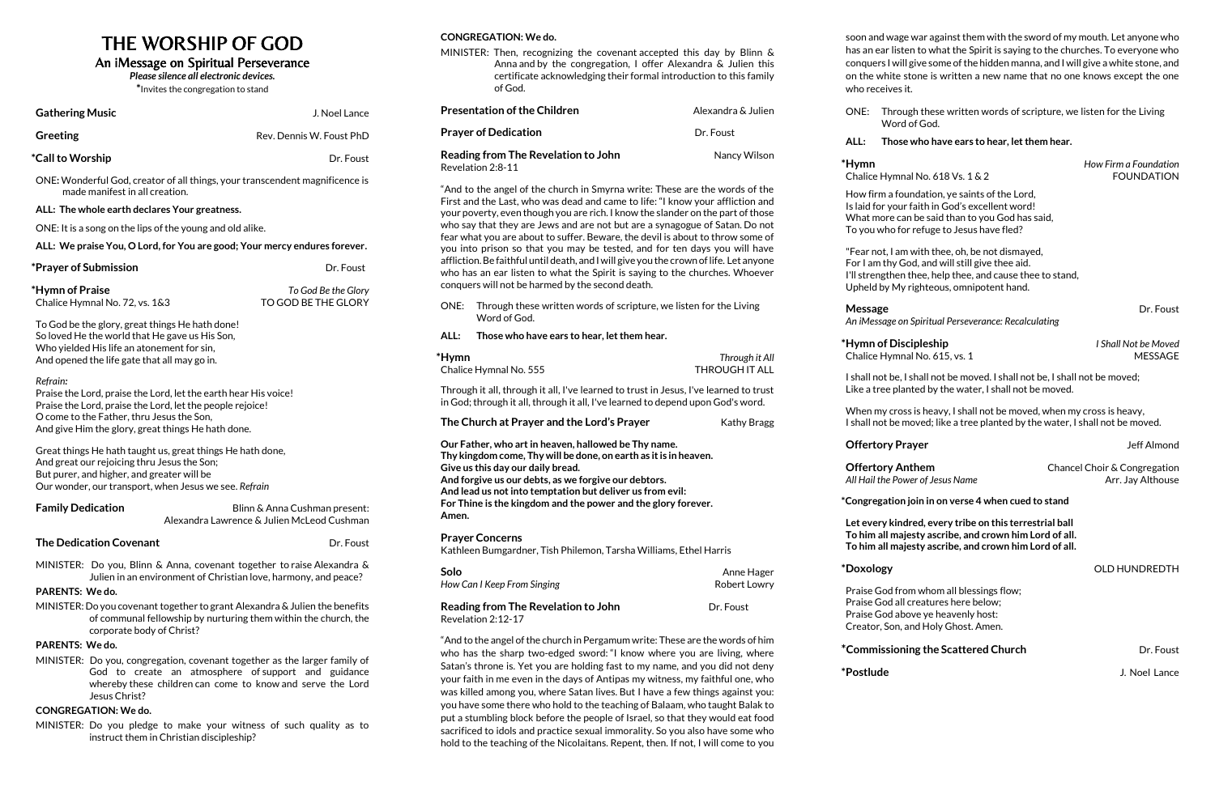# THE WORSHIP OF GOD

## An iMessage on Spiritual Perseverance

***Please silence all electronic devices.***

*Invites the congregation to stand

**Gathering Music** J. Noel Lance

**Greeting** Rev. Dennis W. Foust PhD

**\*Call to Worship** Dr. Foust

ONE: Wonderful God, creator of all things, your transcendent magnificence is made manifest in all creation.

**ALL: The whole earth declares Your greatness.**

ONE: It is a song on the lips of the young and old alike.

**ALL: We praise You, O Lord, for You are good; Your mercy endures forever.**

**\*Prayer of Submission** Dr. Foust

**\*Hymn of Praise** *To God Be the Glory*
Chalice Hymnal No. 72, vs. 1&3 TO GOD BE THE GLORY

To God be the glory, great things He hath done!
So loved He the world that He gave us His Son,
Who yielded His life an atonement for sin,
And opened the life gate that all may go in.

*Refrain:*
Praise the Lord, praise the Lord, let the earth hear His voice!
Praise the Lord, praise the Lord, let the people rejoice!
O come to the Father, thru Jesus the Son,
And give Him the glory, great things He hath done.

Great things He hath taught us, great things He hath done,
And great our rejoicing thru Jesus the Son;
But purer, and higher, and greater will be
Our wonder, our transport, when Jesus we see. *Refrain*

**Family Dedication** Blinn & Anna Cushman present: Alexandra Lawrence & Julien McLeod Cushman

**The Dedication Covenant** Dr. Foust

MINISTER: Do you, Blinn & Anna, covenant together to raise Alexandra & Julien in an environment of Christian love, harmony, and peace?

**PARENTS: We do.**

MINISTER: Do you covenant together to grant Alexandra & Julien the benefits of communal fellowship by nurturing them within the church, the corporate body of Christ?

**PARENTS: We do.**

MINISTER: Do you, congregation, covenant together as the larger family of God to create an atmosphere of support and guidance whereby these children can come to know and serve the Lord Jesus Christ?

**CONGREGATION: We do.**

MINISTER: Do you pledge to make your witness of such quality as to instruct them in Christian discipleship?

**CONGREGATION: We do.**

MINISTER: Then, recognizing the covenant accepted this day by Blinn & Anna and by the congregation, I offer Alexandra & Julien this certificate acknowledging their formal introduction to this family of God.

**Presentation of the Children** Alexandra & Julien

**Prayer of Dedication** Dr. Foust

**Reading from The Revelation to John** Nancy Wilson
Revelation 2:8-11

"And to the angel of the church in Smyrna write: These are the words of the First and the Last, who was dead and came to life: "I know your affliction and your poverty, even though you are rich. I know the slander on the part of those who say that they are Jews and are not but are a synagogue of Satan. Do not fear what you are about to suffer. Beware, the devil is about to throw some of you into prison so that you may be tested, and for ten days you will have affliction. Be faithful until death, and I will give you the crown of life. Let anyone who has an ear listen to what the Spirit is saying to the churches. Whoever conquers will not be harmed by the second death.

ONE: Through these written words of scripture, we listen for the Living Word of God.

**ALL: Those who have ears to hear, let them hear.**

**\*Hymn** *Through it All*
Chalice Hymnal No. 555 THROUGH IT ALL

Through it all, through it all, I've learned to trust in Jesus, I've learned to trust in God; through it all, through it all, I've learned to depend upon God's word.

**The Church at Prayer and the Lord's Prayer** Kathy Bragg

**Our Father, who art in heaven, hallowed be Thy name.**
**Thy kingdom come, Thy will be done, on earth as it is in heaven.**
**Give us this day our daily bread.**
**And forgive us our debts, as we forgive our debtors.**
**And lead us not into temptation but deliver us from evil:**
**For Thine is the kingdom and the power and the glory forever.**
**Amen.**

**Prayer Concerns**
Kathleen Bumgardner, Tish Philemon, Tarsha Williams, Ethel Harris

**Solo** Anne Hager
*How Can I Keep From Singing* Robert Lowry

**Reading from The Revelation to John** Dr. Foust
Revelation 2:12-17

"And to the angel of the church in Pergamum write: These are the words of him who has the sharp two-edged sword: "I know where you are living, where Satan's throne is. Yet you are holding fast to my name, and you did not deny your faith in me even in the days of Antipas my witness, my faithful one, who was killed among you, where Satan lives. But I have a few things against you: you have some there who hold to the teaching of Balaam, who taught Balak to put a stumbling block before the people of Israel, so that they would eat food sacrificed to idols and practice sexual immorality. So you also have some who hold to the teaching of the Nicolaitans. Repent, then. If not, I will come to you soon and wage war against them with the sword of my mouth. Let anyone who has an ear listen to what the Spirit is saying to the churches. To everyone who conquers I will give some of the hidden manna, and I will give a white stone, and on the white stone is written a new name that no one knows except the one who receives it.

ONE: Through these written words of scripture, we listen for the Living Word of God.

**ALL: Those who have ears to hear, let them hear.**

**\*Hymn** *How Firm a Foundation*
Chalice Hymnal No. 618 Vs. 1 & 2 FOUNDATION

How firm a foundation, ye saints of the Lord,
Is laid for your faith in God's excellent word!
What more can be said than to you God has said,
To you who for refuge to Jesus have fled?

"Fear not, I am with thee, oh, be not dismayed,
For I am thy God, and will still give thee aid.
I'll strengthen thee, help thee, and cause thee to stand,
Upheld by My righteous, omnipotent hand.

**Message** Dr. Foust
*An iMessage on Spiritual Perseverance: Recalculating*

**\*Hymn of Discipleship** *I Shall Not be Moved*
Chalice Hymnal No. 615, vs. 1 MESSAGE

I shall not be, I shall not be moved. I shall not be, I shall not be moved;
Like a tree planted by the water, I shall not be moved.

When my cross is heavy, I shall not be moved, when my cross is heavy,
I shall not be moved; like a tree planted by the water, I shall not be moved.

**Offertory Prayer** Jeff Almond

**Offertory Anthem** Chancel Choir & Congregation
*All Hail the Power of Jesus Name* Arr. Jay Althouse

**\*Congregation join in on verse 4 when cued to stand**

**Let every kindred, every tribe on this terrestrial ball**
**To him all majesty ascribe, and crown him Lord of all.**
**To him all majesty ascribe, and crown him Lord of all.**

**\*Doxology** OLD HUNDREDTH

Praise God from whom all blessings flow;
Praise God all creatures here below;
Praise God above ye heavenly host:
Creator, Son, and Holy Ghost. Amen.

**\*Commissioning the Scattered Church** Dr. Foust

**\*Postlude** J. Noel Lance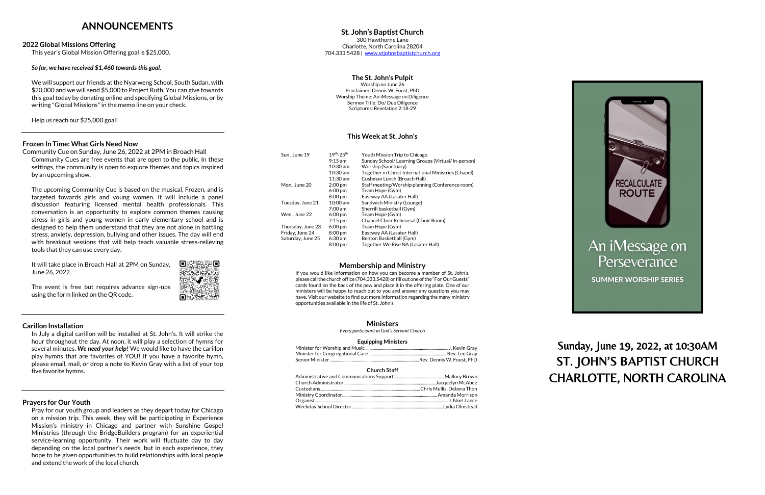# ANNOUNCEMENTS

### 2022 Global Missions Offering

This year's Global Mission Offering goal is $25,000.

***So far, we have received $1,460 towards this goal.***

We will support our friends at the Nyarweng School, South Sudan, with $20,000 and we will send $5,000 to Project Ruth. You can give towards this goal today by donating online and specifying Global Missions, or by writing "Global Missions" in the memo line on your check.

Help us reach our $25,000 goal!

### Frozen In Time: What Girls Need Now

Community Cue on Sunday, June 26, 2022 at 2PM in Broach Hall

Community Cues are free events that are open to the public. In these settings, the community is open to explore themes and topics inspired by an upcoming show.

The upcoming Community Cue is based on the musical, Frozen, and is targeted towards girls and young women. It will include a panel discussion featuring licensed mental health professionals. This conversation is an opportunity to explore common themes causing stress in girls and young women in early elementary school and is designed to help them understand that they are not alone in battling stress, anxiety, depression, bullying and other issues. The day will end with breakout sessions that will help teach valuable stress-relieving tools that they can use every day.

It will take place in Broach Hall at 2PM on Sunday, June 26, 2022.

The event is free but requires advance sign-ups using the form linked on the QR code.

### Carillon Installation

In July a digital carillon will be installed at St. John's. It will strike the hour throughout the day. At noon, it will play a selection of hymns for several minutes. ***We need your help!*** We would like to have the carillon play hymns that are favorites of YOU! If you have a favorite hymn, please email, mail, or drop a note to Kevin Gray with a list of your top five favorite hymns.

### Prayers for Our Youth

Pray for our youth group and leaders as they depart today for Chicago on a mission trip. This week, they will be participating in Experience Mission's ministry in Chicago and partner with Sunshine Gospel Ministries (through the BridgeBuilders program) for an experiential service-learning opportunity. Their work will fluctuate day to day depending on the local partner's needs, but in each experience, they hope to be given opportunities to build relationships with local people and extend the work of the local church.

## St. John's Baptist Church

300 Hawthorne Lane
Charlotte, North Carolina 28204
704.333.5428 | www.stjohnsbaptistchurch.org

### The St. John's Pulpit

Worship on June 26
Proclaimer: Dennis W. Foust, PhD
Worship Theme: An iMessage on Diligence
Sermon Title: Do/ Due Diligence
Scriptures: Revelation 2:18-29

### This Week at St. John's

| | | |
|---|---|---|
| Sun., June 19 | 19th-25th | Youth Mission Trip to Chicago |
| | 9:15 am | Sunday School/ Learning Groups (Virtual/ in-person) |
| | 10:30 am | Worship (Sanctuary) |
| | 10:30 am | Together in Christ International Ministries (Chapel) |
| | 11:30 am | Cushman Lunch (Broach Hall) |
| Mon., June 20 | 2:00 pm | Staff meeting/Worship planning (Conference room) |
| | 6:00 pm | Team Hope (Gym) |
| | 8:00 pm | Eastway AA (Lasater Hall) |
| Tuesday, June 21 | 10:00 am | Sandwich Ministry (Lounge) |
| | 7:00 am | Sherrill basketball (Gym) |
| Wed., June 22 | 6:00 pm | Team Hope (Gym) |
| | 7:15 pm | Chancel Choir Rehearsal (Choir Room) |
| Thursday, June 23 | 6:00 pm | Team Hope (Gym) |
| Friday, June 24 | 8:00 pm | Eastway AA (Lasater Hall) |
| Saturday, June 25 | 6:30 am | Benton Basketball (Gym) |
| | 8:00 pm | Together We Rise NA (Lasater Hall) |

### Membership and Ministry

If you would like information on how you can become a member of St. John's, please call the church office (704.333.5428) or fill out one of the "For Our Guests" cards found on the back of the pew and place it in the offering plate. One of our ministers will be happy to reach out to you and answer any questions you may have. Visit our website to find out more information regarding the many ministry opportunities available in the life of St. John's.

### Ministers

*Every participant in God's Servant Church*

**Equipping Ministers**

Minister for Worship and Music.......J. Kevin Gray
Minister for Congregational Care.......Rev. Lee Gray
Senior Minister.......Rev. Dennis W. Foust, PhD

**Church Staff**

Administrative and Communications Support.......Mallory Brown
Church Administrator.......Jacquelyn McAbee
Custodians.......Chris Mullis, Debora Thon
Ministry Coordinator.......Amanda Morrison
Organist.......J. Noel Lance
Weekday School Director.......Lydia Olmstead

RECALCULATE ROUTE

# An iMessage on Perseverance

**SUMMER WORSHIP SERIES**

## Sunday, June 19, 2022, at 10:30AM
## ST. JOHN'S BAPTIST CHURCH
## CHARLOTTE, NORTH CAROLINA